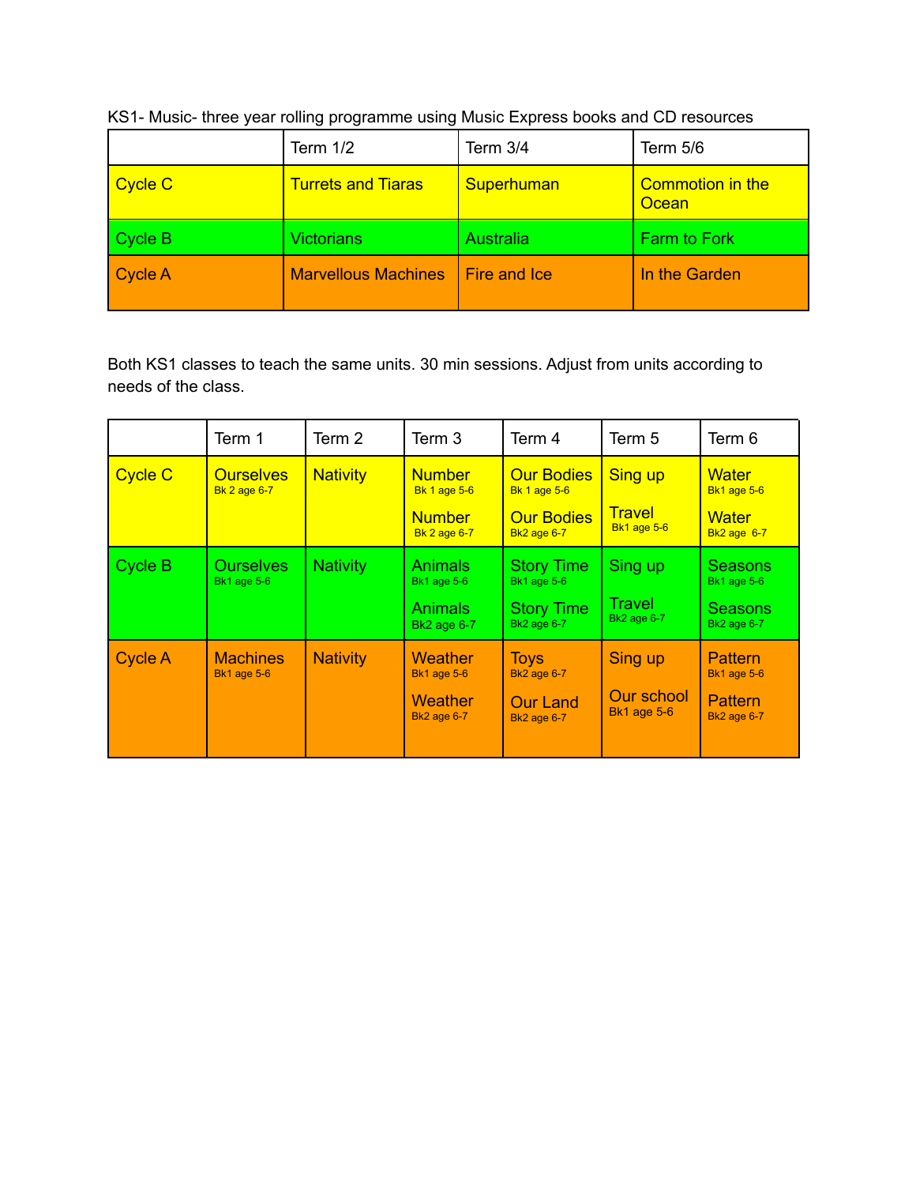KS1- Music- three year rolling programme using Music Express books and CD resources

| | Term 1/2 | Term 3/4 | Term 5/6 |
|---|---|---|---|
| Cycle C | Turrets and Tiaras | Superhuman | Commotion in the Ocean |
| Cycle B | Victorians | Australia | Farm to Fork |
| Cycle A | Marvellous Machines | Fire and Ice | In the Garden |

Both KS1 classes to teach the same units. 30 min sessions. Adjust from units according to needs of the class.

| | Term 1 | Term 2 | Term 3 | Term 4 | Term 5 | Term 6 |
|---|---|---|---|---|---|---|
| Cycle C | Ourselves Bk 2 age 6-7 | Nativity | Number Bk 1 age 5-6<br>Number Bk 2 age 6-7 | Our Bodies Bk 1 age 5-6<br>Our Bodies Bk2 age 6-7 | Sing up<br>Travel Bk1 age 5-6 | Water Bk1 age 5-6<br>Water Bk2 age 6-7 |
| Cycle B | Ourselves Bk1 age 5-6 | Nativity | Animals Bk1 age 5-6<br>Animals Bk2 age 6-7 | Story Time Bk1 age 5-6<br>Story Time Bk2 age 6-7 | Sing up<br>Travel Bk2 age 6-7 | Seasons Bk1 age 5-6<br>Seasons Bk2 age 6-7 |
| Cycle A | Machines Bk1 age 5-6 | Nativity | Weather Bk1 age 5-6<br>Weather Bk2 age 6-7 | Toys Bk2 age 6-7<br>Our Land Bk2 age 6-7 | Sing up<br>Our school Bk1 age 5-6 | Pattern Bk1 age 5-6<br>Pattern Bk2 age 6-7 |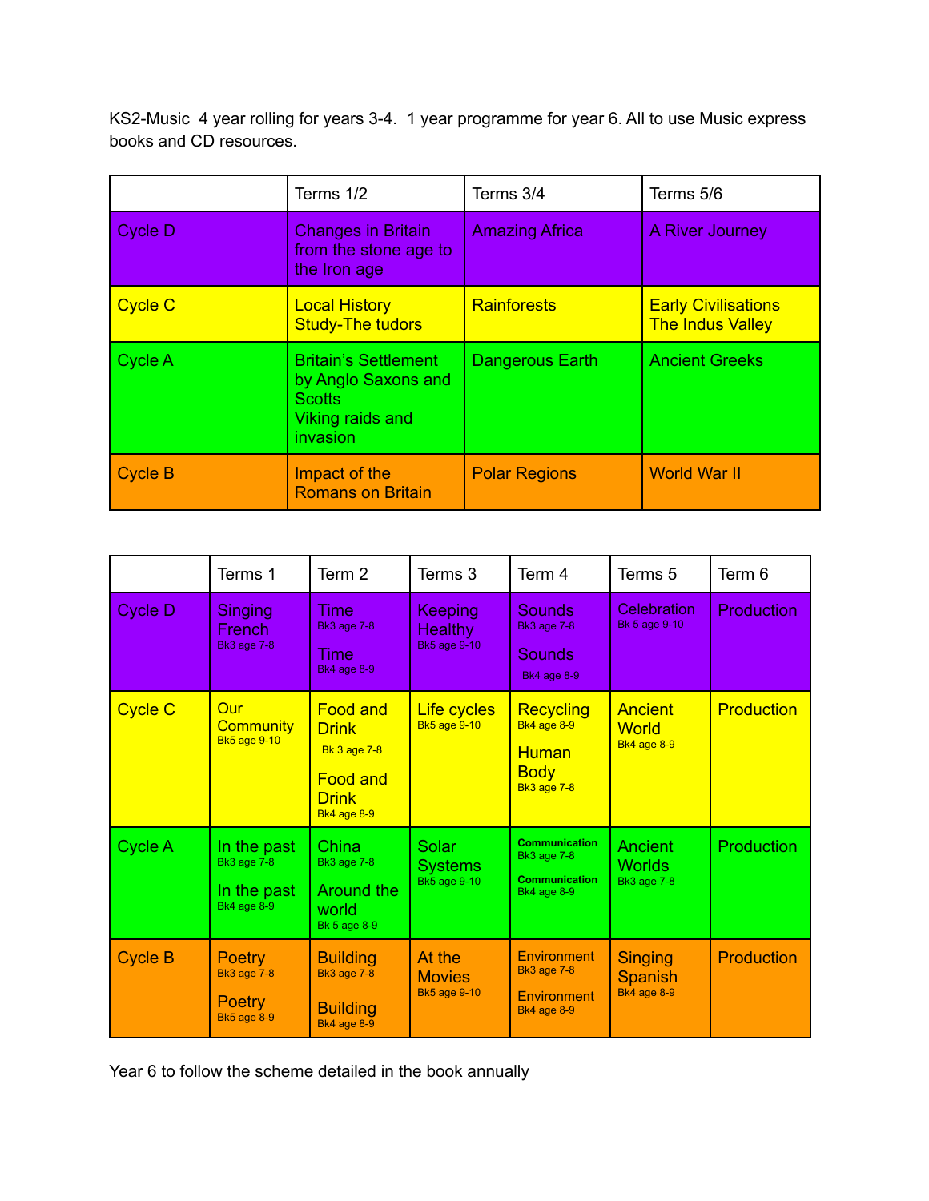KS2-Music 4 year rolling for years 3-4. 1 year programme for year 6. All to use Music express books and CD resources.

| | Terms 1/2 | Terms 3/4 | Terms 5/6 |
|---|---|---|---|
| Cycle D | Changes in Britain from the stone age to the Iron age | Amazing Africa | A River Journey |
| Cycle C | Local History Study-The tudors | Rainforests | Early Civilisations The Indus Valley |
| Cycle A | Britain's Settlement by Anglo Saxons and Scotts Viking raids and invasion | Dangerous Earth | Ancient Greeks |
| Cycle B | Impact of the Romans on Britain | Polar Regions | World War II |

| | Terms 1 | Term 2 | Terms 3 | Term 4 | Terms 5 | Term 6 |
|---|---|---|---|---|---|---|
| Cycle D | Singing French Bk3 age 7-8 | Time Bk3 age 7-8 Time Bk4 age 8-9 | Keeping Healthy Bk5 age 9-10 | Sounds Bk3 age 7-8 Sounds Bk4 age 8-9 | Celebration Bk 5 age 9-10 | Production |
| Cycle C | Our Community Bk5 age 9-10 | Food and Drink Bk 3 age 7-8 Food and Drink Bk4 age 8-9 | Life cycles Bk5 age 9-10 | Recycling Bk4 age 8-9 Human Body Bk3 age 7-8 | Ancient World Bk4 age 8-9 | Production |
| Cycle A | In the past Bk3 age 7-8 In the past Bk4 age 8-9 | China Bk3 age 7-8 Around the world Bk 5 age 8-9 | Solar Systems Bk5 age 9-10 | Communication Bk3 age 7-8 Communication Bk4 age 8-9 | Ancient Worlds Bk3 age 7-8 | Production |
| Cycle B | Poetry Bk3 age 7-8 Poetry Bk5 age 8-9 | Building Bk3 age 7-8 Building Bk4 age 8-9 | At the Movies Bk5 age 9-10 | Environment Bk3 age 7-8 Environment Bk4 age 8-9 | Singing Spanish Bk4 age 8-9 | Production |

Year 6 to follow the scheme detailed in the book annually